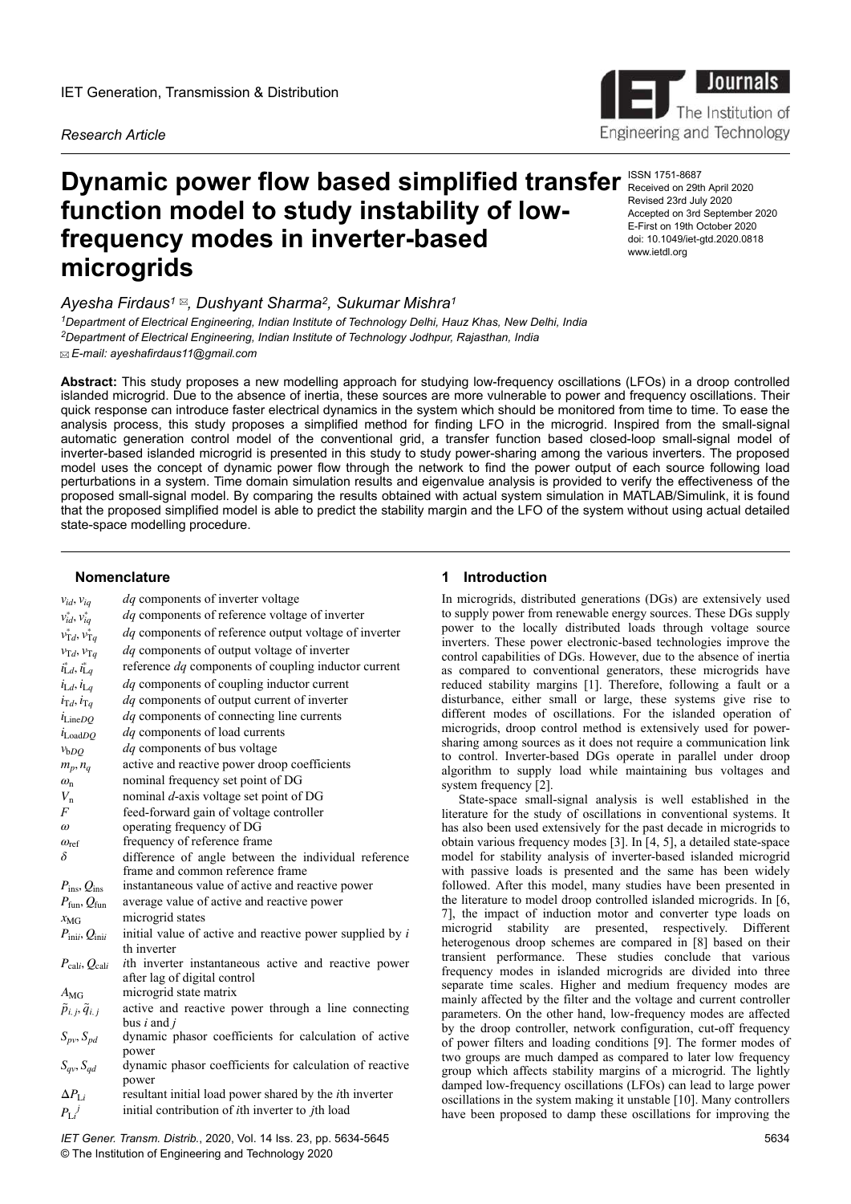IET Generation, Transmission & Distribution

*Research Article*

# Dynamic power flow based simplified transfer function model to study instability of low-frequency modes in inverter-based microgrids

ISSN 1751-8687
Received on 29th April 2020
Revised 23rd July 2020
Accepted on 3rd September 2020
E-First on 19th October 2020
doi: 10.1049/iet-gtd.2020.0818
www.ietdl.org

*Ayesha Firdaus[1] ✉, Dushyant Sharma[2], Sukumar Mishra[1]*

[1]Department of Electrical Engineering, Indian Institute of Technology Delhi, Hauz Khas, New Delhi, India
[2]Department of Electrical Engineering, Indian Institute of Technology Jodhpur, Rajasthan, India
✉ E-mail: ayeshafirdaus11@gmail.com

**Abstract:** This study proposes a new modelling approach for studying low-frequency oscillations (LFOs) in a droop controlled islanded microgrid. Due to the absence of inertia, these sources are more vulnerable to power and frequency oscillations. Their quick response can introduce faster electrical dynamics in the system which should be monitored from time to time. To ease the analysis process, this study proposes a simplified method for finding LFO in the microgrid. Inspired from the small-signal automatic generation control model of the conventional grid, a transfer function based closed-loop small-signal model of inverter-based islanded microgrid is presented in this study to study power-sharing among the various inverters. The proposed model uses the concept of dynamic power flow through the network to find the power output of each source following load perturbations in a system. Time domain simulation results and eigenvalue analysis is provided to verify the effectiveness of the proposed small-signal model. By comparing the results obtained with actual system simulation in MATLAB/Simulink, it is found that the proposed simplified model is able to predict the stability margin and the LFO of the system without using actual detailed state-space modelling procedure.

## Nomenclature

| | |
|---|---|
| $v_{id}, v_{iq}$ | *dq* components of inverter voltage |
| $v_{id}^*, v_{iq}^*$ | *dq* components of reference voltage of inverter |
| $v_{Td}^*, v_{Tq}^*$ | *dq* components of reference output voltage of inverter |
| $v_{Td}, v_{Tq}$ | *dq* components of output voltage of inverter |
| $i_{Ld}^*, i_{Lq}^*$ | reference *dq* components of coupling inductor current |
| $i_{Ld}, i_{Lq}$ | *dq* components of coupling inductor current |
| $i_{Td}, i_{Tq}$ | *dq* components of output current of inverter |
| $i_{LineDQ}$ | *dq* components of connecting line currents |
| $i_{LoadDQ}$ | *dq* components of load currents |
| $v_{bDQ}$ | *dq* components of bus voltage |
| $m_p, n_q$ | active and reactive power droop coefficients |
| $\omega_n$ | nominal frequency set point of DG |
| $V_n$ | nominal *d*-axis voltage set point of DG |
| $F$ | feed-forward gain of voltage controller |
| $\omega$ | operating frequency of DG |
| $\omega_{ref}$ | frequency of reference frame |
| $\delta$ | difference of angle between the individual reference frame and common reference frame |
| $P_{ins}, Q_{ins}$ | instantaneous value of active and reactive power |
| $P_{fun}, Q_{fun}$ | average value of active and reactive power |
| $x_{MG}$ | microgrid states |
| $P_{inii}, Q_{inii}$ | initial value of active and reactive power supplied by *i* th inverter |
| $P_{cali}, Q_{cali}$ | *i*th inverter instantaneous active and reactive power after lag of digital control |
| $A_{MG}$ | microgrid state matrix |
| $\tilde{p}_{i,j}, \tilde{q}_{i,j}$ | active and reactive power through a line connecting bus *i* and *j* |
| $S_{pv}, S_{pd}$ | dynamic phasor coefficients for calculation of active power |
| $S_{qv}, S_{qd}$ | dynamic phasor coefficients for calculation of reactive power |
| $\Delta P_{Li}$ | resultant initial load power shared by the *i*th inverter |
| $P_{Li}^{\,j}$ | initial contribution of *i*th inverter to *j*th load |

## 1 Introduction

In microgrids, distributed generations (DGs) are extensively used to supply power from renewable energy sources. These DGs supply power to the locally distributed loads through voltage source inverters. These power electronic-based technologies improve the control capabilities of DGs. However, due to the absence of inertia as compared to conventional generators, these microgrids have reduced stability margins [1]. Therefore, following a fault or a disturbance, either small or large, these systems give rise to different modes of oscillations. For the islanded operation of microgrids, droop control method is extensively used for power-sharing among sources as it does not require a communication link to control. Inverter-based DGs operate in parallel under droop algorithm to supply load while maintaining bus voltages and system frequency [2].

State-space small-signal analysis is well established in the literature for the study of oscillations in conventional systems. It has also been used extensively for the past decade in microgrids to obtain various frequency modes [3]. In [4, 5], a detailed state-space model for stability analysis of inverter-based islanded microgrid with passive loads is presented and the same has been widely followed. After this model, many studies have been presented in the literature to model droop controlled islanded microgrids. In [6, 7], the impact of induction motor and converter type loads on microgrid stability are presented, respectively. Different heterogenous droop schemes are compared in [8] based on their transient performance. These studies conclude that various frequency modes in islanded microgrids are divided into three separate time scales. Higher and medium frequency modes are mainly affected by the filter and the voltage and current controller parameters. On the other hand, low-frequency modes are affected by the droop controller, network configuration, cut-off frequency of power filters and loading conditions [9]. The former modes of two groups are much damped as compared to later low frequency group which affects stability margins of a microgrid. The lightly damped low-frequency oscillations (LFOs) can lead to large power oscillations in the system making it unstable [10]. Many controllers have been proposed to damp these oscillations for improving the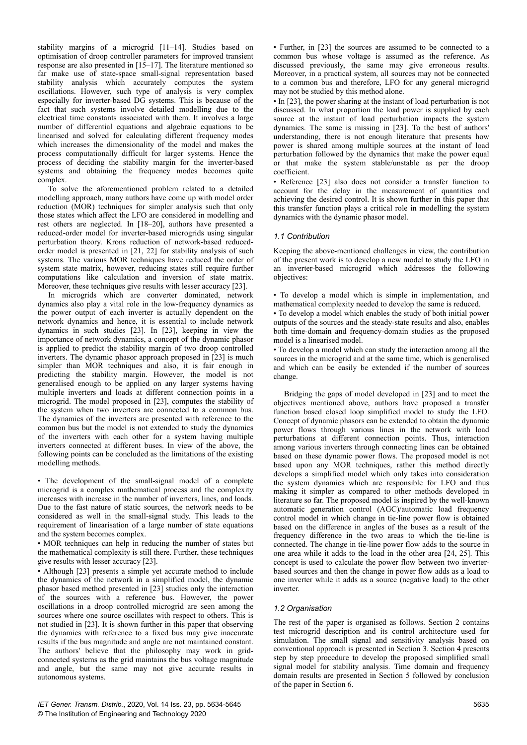stability margins of a microgrid [11–14]. Studies based on optimisation of droop controller parameters for improved transient response are also presented in [15–17]. The literature mentioned so far make use of state-space small-signal representation based stability analysis which accurately computes the system oscillations. However, such type of analysis is very complex especially for inverter-based DG systems. This is because of the fact that such systems involve detailed modelling due to the electrical time constants associated with them. It involves a large number of differential equations and algebraic equations to be linearised and solved for calculating different frequency modes which increases the dimensionality of the model and makes the process computationally difficult for larger systems. Hence the process of deciding the stability margin for the inverter-based systems and obtaining the frequency modes becomes quite complex.

To solve the aforementioned problem related to a detailed modelling approach, many authors have come up with model order reduction (MOR) techniques for simpler analysis such that only those states which affect the LFO are considered in modelling and rest others are neglected. In [18–20], authors have presented a reduced-order model for inverter-based microgrids using singular perturbation theory. Krons reduction of network-based reduced-order model is presented in [21, 22] for stability analysis of such systems. The various MOR techniques have reduced the order of system state matrix, however, reducing states still require further computations like calculation and inversion of state matrix. Moreover, these techniques give results with lesser accuracy [23].

In microgrids which are converter dominated, network dynamics also play a vital role in the low-frequency dynamics as the power output of each inverter is actually dependent on the network dynamics and hence, it is essential to include network dynamics in such studies [23]. In [23], keeping in view the importance of network dynamics, a concept of the dynamic phasor is applied to predict the stability margin of two droop controlled inverters. The dynamic phasor approach proposed in [23] is much simpler than MOR techniques and also, it is fair enough in predicting the stability margin. However, the model is not generalised enough to be applied on any larger systems having multiple inverters and loads at different connection points in a microgrid. The model proposed in [23], computes the stability of the system when two inverters are connected to a common bus. The dynamics of the inverters are presented with reference to the common bus but the model is not extended to study the dynamics of the inverters with each other for a system having multiple inverters connected at different buses. In view of the above, the following points can be concluded as the limitations of the existing modelling methods.

- The development of the small-signal model of a complete microgrid is a complex mathematical process and the complexity increases with increase in the number of inverters, lines, and loads. Due to the fast nature of static sources, the network needs to be considered as well in the small-signal study. This leads to the requirement of linearisation of a large number of state equations and the system becomes complex.
- MOR techniques can help in reducing the number of states but the mathematical complexity is still there. Further, these techniques give results with lesser accuracy [23].
- Although [23] presents a simple yet accurate method to include the dynamics of the network in a simplified model, the dynamic phasor based method presented in [23] studies only the interaction of the sources with a reference bus. However, the power oscillations in a droop controlled microgrid are seen among the sources where one source oscillates with respect to others. This is not studied in [23]. It is shown further in this paper that observing the dynamics with reference to a fixed bus may give inaccurate results if the bus magnitude and angle are not maintained constant. The authors' believe that the philosophy may work in grid-connected systems as the grid maintains the bus voltage magnitude and angle, but the same may not give accurate results in autonomous systems.
- Further, in [23] the sources are assumed to be connected to a common bus whose voltage is assumed as the reference. As discussed previously, the same may give erroneous results. Moreover, in a practical system, all sources may not be connected to a common bus and therefore, LFO for any general microgrid may not be studied by this method alone.
- In [23], the power sharing at the instant of load perturbation is not discussed. In what proportion the load power is supplied by each source at the instant of load perturbation impacts the system dynamics. The same is missing in [23]. To the best of authors' understanding, there is not enough literature that presents how power is shared among multiple sources at the instant of load perturbation followed by the dynamics that make the power equal or that make the system stable/unstable as per the droop coefficient.
- Reference [23] also does not consider a transfer function to account for the delay in the measurement of quantities and achieving the desired control. It is shown further in this paper that this transfer function plays a critical role in modelling the system dynamics with the dynamic phasor model.

### 1.1 Contribution

Keeping the above-mentioned challenges in view, the contribution of the present work is to develop a new model to study the LFO in an inverter-based microgrid which addresses the following objectives:

- To develop a model which is simple in implementation, and mathematical complexity needed to develop the same is reduced.
- To develop a model which enables the study of both initial power outputs of the sources and the steady-state results and also, enables both time-domain and frequency-domain studies as the proposed model is a linearised model.
- To develop a model which can study the interaction among all the sources in the microgrid and at the same time, which is generalised and which can be easily be extended if the number of sources change.

Bridging the gaps of model developed in [23] and to meet the objectives mentioned above, authors have proposed a transfer function based closed loop simplified model to study the LFO. Concept of dynamic phasors can be extended to obtain the dynamic power flows through various lines in the network with load perturbations at different connection points. Thus, interaction among various inverters through connecting lines can be obtained based on these dynamic power flows. The proposed model is not based upon any MOR techniques, rather this method directly develops a simplified model which only takes into consideration the system dynamics which are responsible for LFO and thus making it simpler as compared to other methods developed in literature so far. The proposed model is inspired by the well-known automatic generation control (AGC)/automatic load frequency control model in which change in tie-line power flow is obtained based on the difference in angles of the buses as a result of the frequency difference in the two areas to which the tie-line is connected. The change in tie-line power flow adds to the source in one area while it adds to the load in the other area [24, 25]. This concept is used to calculate the power flow between two inverter-based sources and then the change in power flow adds as a load to one inverter while it adds as a source (negative load) to the other inverter.

### 1.2 Organisation

The rest of the paper is organised as follows. Section 2 contains test microgrid description and its control architecture used for simulation. The small signal and sensitivity analysis based on conventional approach is presented in Section 3. Section 4 presents step by step procedure to develop the proposed simplified small signal model for stability analysis. Time domain and frequency domain results are presented in Section 5 followed by conclusion of the paper in Section 6.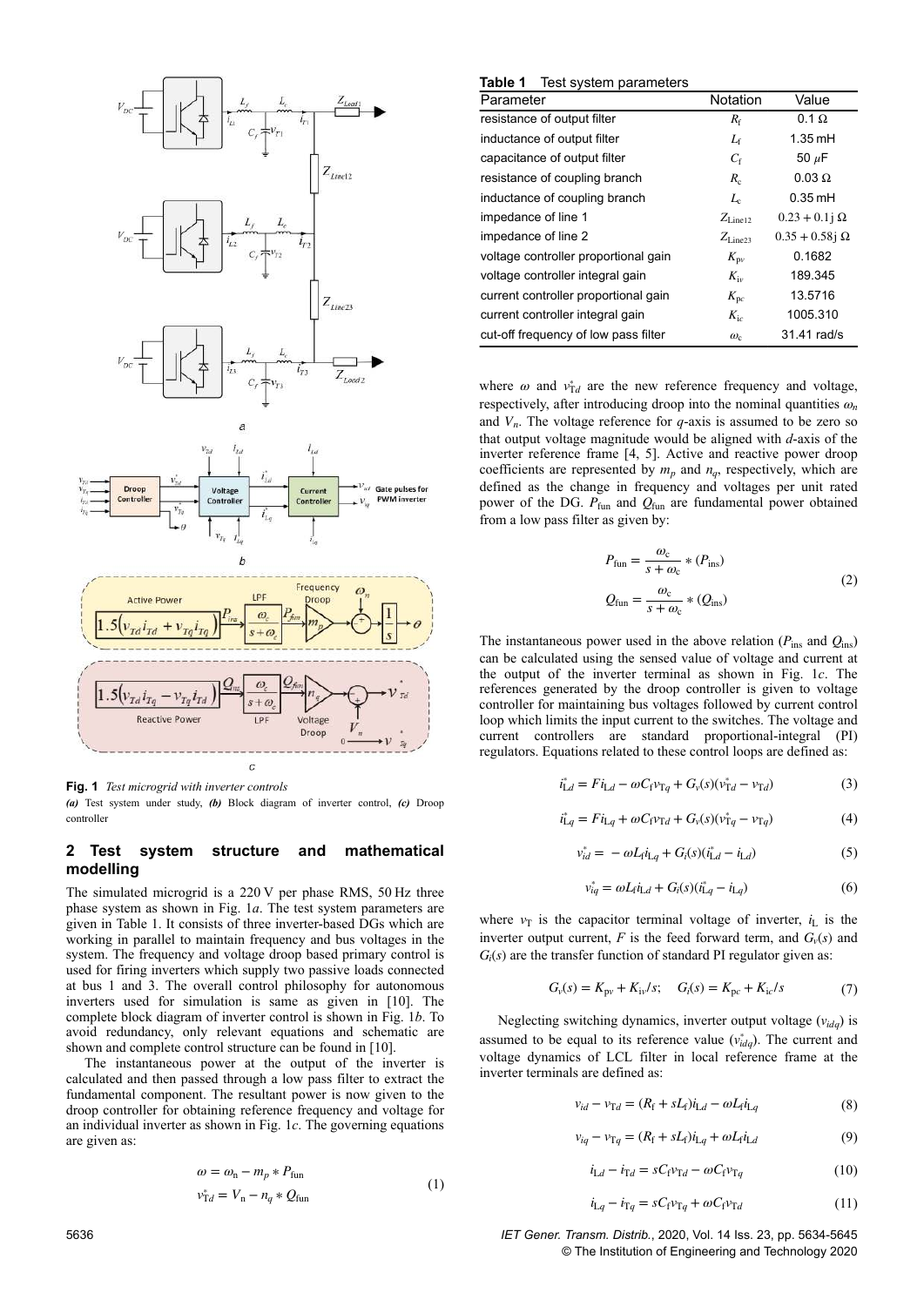**Fig. 1** *Test microgrid with inverter controls*
*(a)* Test system under study, *(b)* Block diagram of inverter control, *(c)* Droop controller

## 2 Test system structure and mathematical modelling

The simulated microgrid is a 220 V per phase RMS, 50 Hz three phase system as shown in Fig. 1*a*. The test system parameters are given in Table 1. It consists of three inverter-based DGs which are working in parallel to maintain frequency and bus voltages in the system. The frequency and voltage droop based primary control is used for firing inverters which supply two passive loads connected at bus 1 and 3. The overall control philosophy for autonomous inverters used for simulation is same as given in [10]. The complete block diagram of inverter control is shown in Fig. 1*b*. To avoid redundancy, only relevant equations and schematic are shown and complete control structure can be found in [10].

The instantaneous power at the output of the inverter is calculated and then passed through a low pass filter to extract the fundamental component. The resultant power is now given to the droop controller for obtaining reference frequency and voltage for an individual inverter as shown in Fig. 1*c*. The governing equations are given as:

$$\begin{aligned} \omega &= \omega_{\mathrm{n}} - m_p * P_{\mathrm{fun}} \\ v_{\mathrm{T}d}^{*} &= V_{\mathrm{n}} - n_q * Q_{\mathrm{fun}} \end{aligned} \tag{1}$$

**Table 1** Test system parameters

| Parameter | Notation | Value |
|---|---|---|
| resistance of output filter | $R_{\mathrm{f}}$ | 0.1 Ω |
| inductance of output filter | $L_{\mathrm{f}}$ | 1.35 mH |
| capacitance of output filter | $C_{\mathrm{f}}$ | 50 $\mu$F |
| resistance of coupling branch | $R_{\mathrm{c}}$ | 0.03 Ω |
| inductance of coupling branch | $L_{\mathrm{c}}$ | 0.35 mH |
| impedance of line 1 | $Z_{\mathrm{Line12}}$ | $0.23 + 0.1\mathrm{j}$ Ω |
| impedance of line 2 | $Z_{\mathrm{Line23}}$ | $0.35 + 0.58\mathrm{j}$ Ω |
| voltage controller proportional gain | $K_{\mathrm{pv}}$ | 0.1682 |
| voltage controller integral gain | $K_{\mathrm{iv}}$ | 189.345 |
| current controller proportional gain | $K_{\mathrm{pc}}$ | 13.5716 |
| current controller integral gain | $K_{\mathrm{ic}}$ | 1005.310 |
| cut-off frequency of low pass filter | $\omega_{\mathrm{c}}$ | 31.41 rad/s |

where $\omega$ and $v_{\mathrm{T}d}^{*}$ are the new reference frequency and voltage, respectively, after introducing droop into the nominal quantities $\omega_n$ and $V_n$. The voltage reference for *q*-axis is assumed to be zero so that output voltage magnitude would be aligned with *d*-axis of the inverter reference frame [4, 5]. Active and reactive power droop coefficients are represented by $m_p$ and $n_q$, respectively, which are defined as the change in frequency and voltages per unit rated power of the DG. $P_{\mathrm{fun}}$ and $Q_{\mathrm{fun}}$ are fundamental power obtained from a low pass filter as given by:

$$\begin{aligned} P_{\mathrm{fun}} &= \frac{\omega_{\mathrm{c}}}{s + \omega_{\mathrm{c}}} * (P_{\mathrm{ins}}) \\ Q_{\mathrm{fun}} &= \frac{\omega_{\mathrm{c}}}{s + \omega_{\mathrm{c}}} * (Q_{\mathrm{ins}}) \end{aligned} \tag{2}$$

The instantaneous power used in the above relation ($P_{\mathrm{ins}}$ and $Q_{\mathrm{ins}}$) can be calculated using the sensed value of voltage and current at the output of the inverter terminal as shown in Fig. 1*c*. The references generated by the droop controller is given to voltage controller for maintaining bus voltages followed by current control loop which limits the input current to the switches. The voltage and current controllers are standard proportional-integral (PI) regulators. Equations related to these control loops are defined as:

$$i_{\mathrm{L}d}^{*} = Fi_{\mathrm{L}d} - \omega C_{\mathrm{f}} v_{\mathrm{T}q} + G_{\mathrm{v}}(s)(v_{\mathrm{T}d}^{*} - v_{\mathrm{T}d}) \tag{3}$$

$$i_{\mathrm{L}q}^{*} = Fi_{\mathrm{L}q} + \omega C_{\mathrm{f}} v_{\mathrm{T}d} + G_{\mathrm{v}}(s)(v_{\mathrm{T}q}^{*} - v_{\mathrm{T}q}) \tag{4}$$

$$v_{id}^{*} = -\omega L_{\mathrm{f}} i_{\mathrm{L}q} + G_{\mathrm{i}}(s)(i_{\mathrm{L}d}^{*} - i_{\mathrm{L}d}) \tag{5}$$

$$v_{iq}^{*} = \omega L_{\mathrm{f}} i_{\mathrm{L}d} + G_{\mathrm{i}}(s)(i_{\mathrm{L}q}^{*} - i_{\mathrm{L}q}) \tag{6}$$

where $v_{\mathrm{T}}$ is the capacitor terminal voltage of inverter, $i_{\mathrm{L}}$ is the inverter output current, $F$ is the feed forward term, and $G_{\mathrm{v}}(s)$ and $G_{\mathrm{i}}(s)$ are the transfer function of standard PI regulator given as:

$$G_{\mathrm{v}}(s) = K_{\mathrm{pv}} + K_{\mathrm{iv}}/s; \quad G_{\mathrm{i}}(s) = K_{\mathrm{pc}} + K_{\mathrm{ic}}/s \tag{7}$$

Neglecting switching dynamics, inverter output voltage ($v_{idq}$) is assumed to be equal to its reference value ($v_{idq}^{*}$). The current and voltage dynamics of LCL filter in local reference frame at the inverter terminals are defined as:

$$v_{id} - v_{\mathrm{T}d} = (R_{\mathrm{f}} + sL_{\mathrm{f}}) i_{\mathrm{L}d} - \omega L_{\mathrm{f}} i_{\mathrm{L}q} \tag{8}$$

$$v_{iq} - v_{\mathrm{T}q} = (R_{\mathrm{f}} + sL_{\mathrm{f}}) i_{\mathrm{L}q} + \omega L_{\mathrm{f}} i_{\mathrm{L}d} \tag{9}$$

$$i_{\mathrm{L}d} - i_{\mathrm{T}d} = sC_{\mathrm{f}} v_{\mathrm{T}d} - \omega C_{\mathrm{f}} v_{\mathrm{T}q} \tag{10}$$

$$i_{\mathrm{L}q} - i_{\mathrm{T}q} = sC_{\mathrm{f}} v_{\mathrm{T}q} + \omega C_{\mathrm{f}} v_{\mathrm{T}d} \tag{11}$$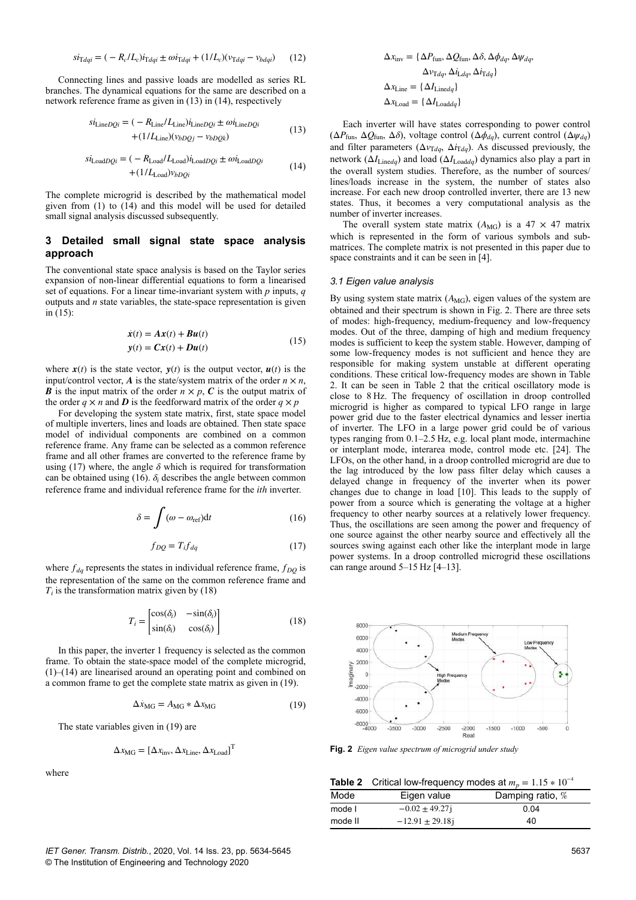$$si_{Tdqi} = (-R_c/L_c)i_{Tdqi} \pm \omega i_{Tdqi} + (1/L_c)(v_{Tdqi} - v_{bdqi}) \quad (12)$$

Connecting lines and passive loads are modelled as series RL branches. The dynamical equations for the same are described on a network reference frame as given in (13) in (14), respectively

$$si_{\text{Line}DQi} = (-R_{\text{Line}}/L_{\text{Line}})i_{\text{Line}DQi} \pm \omega i_{\text{Line}DQi} + (1/L_{\text{Line}})(v_{bDQj} - v_{bDQk}) \quad (13)$$

$$si_{\text{Load}DQi} = (-R_{\text{Load}}/L_{\text{Load}})i_{\text{Load}DQi} \pm \omega i_{\text{Load}DQi} + (1/L_{\text{Load}})v_{bDQi} \quad (14)$$

The complete microgrid is described by the mathematical model given from (1) to (14) and this model will be used for detailed small signal analysis discussed subsequently.

## 3 Detailed small signal state space analysis approach

The conventional state space analysis is based on the Taylor series expansion of non-linear differential equations to form a linearised set of equations. For a linear time-invariant system with $p$ inputs, $q$ outputs and $n$ state variables, the state-space representation is given in (15):

$$\begin{aligned} \dot{\boldsymbol{x}}(t) &= \boldsymbol{A}\boldsymbol{x}(t) + \boldsymbol{B}\boldsymbol{u}(t) \\ \boldsymbol{y}(t) &= \boldsymbol{C}\boldsymbol{x}(t) + \boldsymbol{D}\boldsymbol{u}(t) \end{aligned} \quad (15)$$

where $\boldsymbol{x}(t)$ is the state vector, $\boldsymbol{y}(t)$ is the output vector, $\boldsymbol{u}(t)$ is the input/control vector, $\boldsymbol{A}$ is the state/system matrix of the order $n \times n$, $\boldsymbol{B}$ is the input matrix of the order $n \times p$, $\boldsymbol{C}$ is the output matrix of the order $q \times n$ and $\boldsymbol{D}$ is the feedforward matrix of the order $q \times p$

For developing the system state matrix, first, state space model of multiple inverters, lines and loads are obtained. Then state space model of individual components are combined on a common reference frame. Any frame can be selected as a common reference frame and all other frames are converted to the reference frame by using (17) where, the angle $\delta$ which is required for transformation can be obtained using (16). $\delta_i$ describes the angle between common reference frame and individual reference frame for the *ith* inverter.

$$\delta = \int (\omega - \omega_{\text{ref}})\mathrm{d}t \quad (16)$$

$$f_{DQ} = T_i f_{dq} \quad (17)$$

where $f_{dq}$ represents the states in individual reference frame, $f_{DQ}$ is the representation of the same on the common reference frame and $T_i$ is the transformation matrix given by (18)

$$T_i = \begin{bmatrix} \cos(\delta_i) & -\sin(\delta_i) \\ \sin(\delta_i) & \cos(\delta_i) \end{bmatrix} \quad (18)$$

In this paper, the inverter 1 frequency is selected as the common frame. To obtain the state-space model of the complete microgrid, (1)–(14) are linearised around an operating point and combined on a common frame to get the complete state matrix as given in (19).

$$\Delta\dot{x}_{\text{MG}} = A_{\text{MG}} * \Delta x_{\text{MG}} \quad (19)$$

The state variables given in (19) are

$$\Delta x_{\text{MG}} = [\Delta x_{\text{inv}}, \Delta x_{\text{Line}}, \Delta x_{\text{Load}}]^{\text{T}}$$

where

$$\begin{aligned} \Delta x_{\text{inv}} &= \{\Delta P_{\text{fun}}, \Delta Q_{\text{fun}}, \Delta\delta, \Delta\phi_{dq}, \Delta\psi_{dq}, \\ &\quad \Delta v_{\text{T}dq}, \Delta i_{\text{L}dq}, \Delta i_{\text{T}dq}\} \\ \Delta x_{\text{Line}} &= \{\Delta I_{\text{Line}dq}\} \\ \Delta x_{\text{Load}} &= \{\Delta I_{\text{Load}dq}\} \end{aligned}$$

Each inverter will have states corresponding to power control ($\Delta P_{\text{fun}}$, $\Delta Q_{\text{fun}}$, $\Delta\delta$), voltage control ($\Delta\phi_{dq}$), current control ($\Delta\psi_{dq}$) and filter parameters ($\Delta v_{\text{T}dq}$, $\Delta i_{\text{T}dq}$). As discussed previously, the network ($\Delta I_{\text{Line}dq}$) and load ($\Delta I_{\text{Load}dq}$) dynamics also play a part in the overall system studies. Therefore, as the number of sources/lines/loads increase in the system, the number of states also increase. For each new droop controlled inverter, there are 13 new states. Thus, it becomes a very computational analysis as the number of inverters increases.

The overall system state matrix ($A_{\text{MG}}$) is a $47 \times 47$ matrix which is represented in the form of various symbols and sub-matrices. The complete matrix is not presented in this paper due to space constraints and it can be seen in [4].

### 3.1 Eigen value analysis

By using system state matrix ($A_{\text{MG}}$), eigen values of the system are obtained and their spectrum is shown in Fig. 2. There are three sets of modes: high-frequency, medium-frequency and low-frequency modes. Out of the three, damping of high and medium frequency modes is sufficient to keep the system stable. However, damping of some low-frequency modes is not sufficient and hence they are responsible for making system unstable at different operating conditions. These critical low-frequency modes are shown in Table 2. It can be seen in Table 2 that the critical oscillatory mode is close to 8 Hz. The frequency of oscillation in droop controlled microgrid is higher as compared to typical LFO range in large power grid due to the faster electrical dynamics and lesser inertia of inverter. The LFO in a large power grid could be of various types ranging from 0.1–2.5 Hz, e.g. local plant mode, intermachine or interplant mode, interarea mode, control mode etc. [24]. The LFOs, on the other hand, in a droop controlled microgrid are due to the lag introduced by the low pass filter delay which causes a delayed change in frequency of the inverter when its power changes due to change in load [10]. This leads to the supply of power from a source which is generating the voltage at a higher frequency to other nearby sources at a relatively lower frequency. Thus, the oscillations are seen among the power and frequency of one source against the other nearby source and effectively all the sources swing against each other like the interplant mode in large power systems. In a droop controlled microgrid these oscillations can range around 5–15 Hz [4–13].

**Fig. 2** *Eigen value spectrum of microgrid under study*

**Table 2** Critical low-frequency modes at $m_p = 1.15 * 10^{-4}$

| Mode | Eigen value | Damping ratio, % |
|---|---|---|
| mode I | $-0.02 \pm 49.27\text{j}$ | 0.04 |
| mode II | $-12.91 \pm 29.18\text{j}$ | 40 |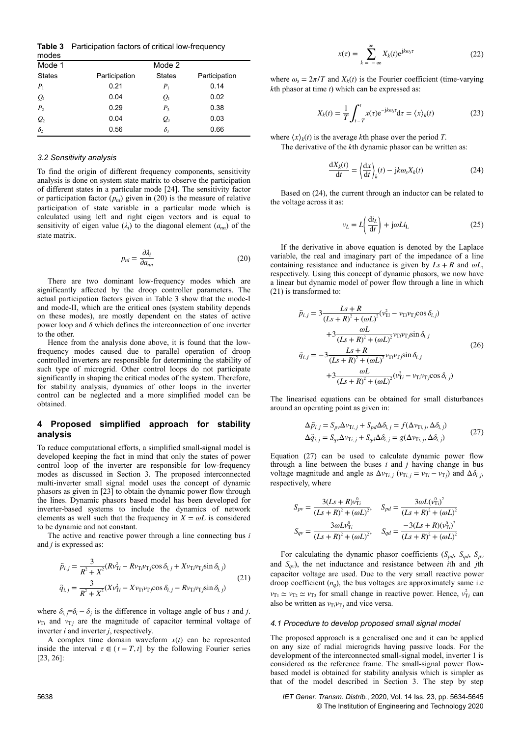**Table 3** Participation factors of critical low-frequency modes

| Mode 1 | | Mode 2 | |
|---|---|---|---|
| States | Participation | States | Participation |
| $P_1$ | 0.21 | $P_1$ | 0.14 |
| $Q_1$ | 0.04 | $Q_1$ | 0.02 |
| $P_2$ | 0.29 | $P_3$ | 0.38 |
| $Q_2$ | 0.04 | $Q_3$ | 0.03 |
| $\delta_2$ | 0.56 | $\delta_3$ | 0.66 |

### *3.2 Sensitivity analysis*

To find the origin of different frequency components, sensitivity analysis is done on system state matrix to observe the participation of different states in a particular mode [24]. The sensitivity factor or participation factor ($p_{ni}$) given in (20) is the measure of relative participation of state variable in a particular mode which is calculated using left and right eigen vectors and is equal to sensitivity of eigen value ($\lambda_i$) to the diagonal element ($a_{nn}$) of the state matrix.

$$p_{ni} = \frac{\partial \lambda_i}{\partial a_{nn}} \tag{20}$$

There are two dominant low-frequency modes which are significantly affected by the droop controller parameters. The actual participation factors given in Table 3 show that the mode-I and mode-II, which are the critical ones (system stability depends on these modes), are mostly dependent on the states of active power loop and $\delta$ which defines the interconnection of one inverter to the other.

Hence from the analysis done above, it is found that the low-frequency modes caused due to parallel operation of droop controlled inverters are responsible for determining the stability of such type of microgrid. Other control loops do not participate significantly in shaping the critical modes of the system. Therefore, for stability analysis, dynamics of other loops in the inverter control can be neglected and a more simplified model can be obtained.

## 4 Proposed simplified approach for stability analysis

To reduce computational efforts, a simplified small-signal model is developed keeping the fact in mind that only the states of power control loop of the inverter are responsible for low-frequency modes as discussed in Section 3. The proposed interconnected multi-inverter small signal model uses the concept of dynamic phasors as given in [23] to obtain the dynamic power flow through the lines. Dynamic phasors based model has been developed for inverter-based systems to include the dynamics of network elements as well such that the frequency in $X = \omega L$ is considered to be dynamic and not constant.

The active and reactive power through a line connecting bus $i$ and $j$ is expressed as:

$$\begin{aligned} \tilde{p}_{i,j} &= \frac{3}{R^2 + X^2}(Rv_{\mathrm{T}i}^2 - Rv_{\mathrm{T}i}v_{\mathrm{T}j}\cos\delta_{i,j} + Xv_{\mathrm{T}i}v_{\mathrm{T}j}\sin\delta_{i,j}) \\ \tilde{q}_{i,j} &= \frac{3}{R^2 + X^2}(Xv_{\mathrm{T}i}^2 - Xv_{\mathrm{T}i}v_{\mathrm{T}j}\cos\delta_{i,j} - Rv_{\mathrm{T}i}v_{\mathrm{T}j}\sin\delta_{i,j}) \end{aligned} \tag{21}$$

where $\delta_{i,j} = \delta_i - \delta_j$ is the difference in voltage angle of bus $i$ and $j$. $v_{\mathrm{T}i}$ and $v_{\mathrm{T}j}$ are the magnitude of capacitor terminal voltage of inverter $i$ and inverter $j$, respectively.

A complex time domain waveform $x(t)$ can be represented inside the interval $\tau \in (t - T, t]$ by the following Fourier series [23, 26]:

$$x(\tau) = \sum_{k=-\infty}^{\infty} X_k(t)e^{\mathrm{j}k\omega_s\tau} \tag{22}$$

where $\omega_s = 2\pi/T$ and $X_k(t)$ is the Fourier coefficient (time-varying $k$th phasor at time $t$) which can be expressed as:

$$X_k(t) = \frac{1}{T}\int_{t-T}^{t} x(\tau)e^{-\mathrm{j}k\omega_s\tau}\mathrm{d}\tau = \langle x \rangle_k(t) \tag{23}$$

where $\langle x \rangle_k(t)$ is the average $k$th phase over the period $T$.

The derivative of the $k$th dynamic phasor can be written as:

$$\frac{\mathrm{d}X_k(t)}{\mathrm{d}t} = \left\langle \frac{\mathrm{d}x}{\mathrm{d}t} \right\rangle_k(t) - \mathrm{j}k\omega_s X_k(t) \tag{24}$$

Based on (24), the current through an inductor can be related to the voltage across it as:

$$v_L = L\left\langle \frac{\mathrm{d}i_L}{\mathrm{d}t} \right\rangle + \mathrm{j}\omega L i_{\mathrm{L}} \tag{25}$$

If the derivative in above equation is denoted by the Laplace variable, the real and imaginary part of the impedance of a line containing resistance and inductance is given by $Ls + R$ and $\omega L$, respectively. Using this concept of dynamic phasors, we now have a linear but dynamic model of power flow through a line in which (21) is transformed to:

$$\begin{aligned} \tilde{p}_{i,j} &= 3\frac{Ls + R}{(Ls + R)^2 + (\omega L)^2}(v_{\mathrm{T}i}^2 - v_{\mathrm{T}i}v_{\mathrm{T}j}\cos\delta_{i,j}) \\ &\quad + 3\frac{\omega L}{(Ls + R)^2 + (\omega L)^2}v_{\mathrm{T}i}v_{\mathrm{T}j}\sin\delta_{i,j} \\ \tilde{q}_{i,j} &= -3\frac{Ls + R}{(Ls + R)^2 + (\omega L)^2}v_{\mathrm{T}i}v_{\mathrm{T}j}\sin\delta_{i,j} \\ &\quad + 3\frac{\omega L}{(Ls + R)^2 + (\omega L)^2}(v_{\mathrm{T}i}^2 - v_{\mathrm{T}i}v_{\mathrm{T}j}\cos\delta_{i,j}) \end{aligned} \tag{26}$$

The linearised equations can be obtained for small disturbances around an operating point as given in:

$$\begin{aligned} \Delta\tilde{p}_{i,j} &= S_{pv}\Delta v_{\mathrm{T}i,j} + S_{pd}\Delta\delta_{i,j} = f(\Delta v_{\mathrm{T}i,j}, \Delta\delta_{i,j}) \\ \Delta\tilde{q}_{i,j} &= S_{qv}\Delta v_{\mathrm{T}i,j} + S_{qd}\Delta\delta_{i,j} = g(\Delta v_{\mathrm{T}i,j}, \Delta\delta_{i,j}) \end{aligned} \tag{27}$$

Equation (27) can be used to calculate dynamic power flow through a line between the buses $i$ and $j$ having change in bus voltage magnitude and angle as $\Delta v_{\mathrm{T}i,j}$ ($v_{\mathrm{T}i,j} = v_{\mathrm{T}i} - v_{\mathrm{T}j}$) and $\Delta\delta_{i,j}$, respectively, where

$$S_{pv} = \frac{3(Ls + R)v_{\mathrm{T}i}^0}{(Ls + R)^2 + (\omega L)^2}, \quad S_{pd} = \frac{3\omega L(v_{\mathrm{T}i}^0)^2}{(Ls + R)^2 + (\omega L)^2}$$

$$S_{qv} = \frac{3\omega L v_{\mathrm{T}i}^0}{(Ls + R)^2 + (\omega L)^2}, \quad S_{qd} = \frac{-3(Ls + R)(v_{\mathrm{T}i}^0)^2}{(Ls + R)^2 + (\omega L)^2}$$

For calculating the dynamic phasor coefficients ($S_{pd}$, $S_{qd}$, $S_{pv}$ and $S_{qv}$), the net inductance and resistance between $i$th and $j$th capacitor voltage are used. Due to the very small reactive power droop coefficient ($n_q$), the bus voltages are approximately same i.e $v_{\mathrm{T}1} \simeq v_{\mathrm{T}2} \simeq v_{\mathrm{T}3}$ for small change in reactive power. Hence, $v_{\mathrm{T}i}^2$ can also be written as $v_{\mathrm{T}i}v_{\mathrm{T}j}$ and vice versa.

### *4.1 Procedure to develop proposed small signal model*

The proposed approach is a generalised one and it can be applied on any size of radial microgrids having passive loads. For the development of the interconnected small-signal model, inverter 1 is considered as the reference frame. The small-signal power flow-based model is obtained for stability analysis which is simpler as that of the model described in Section 3. The step by step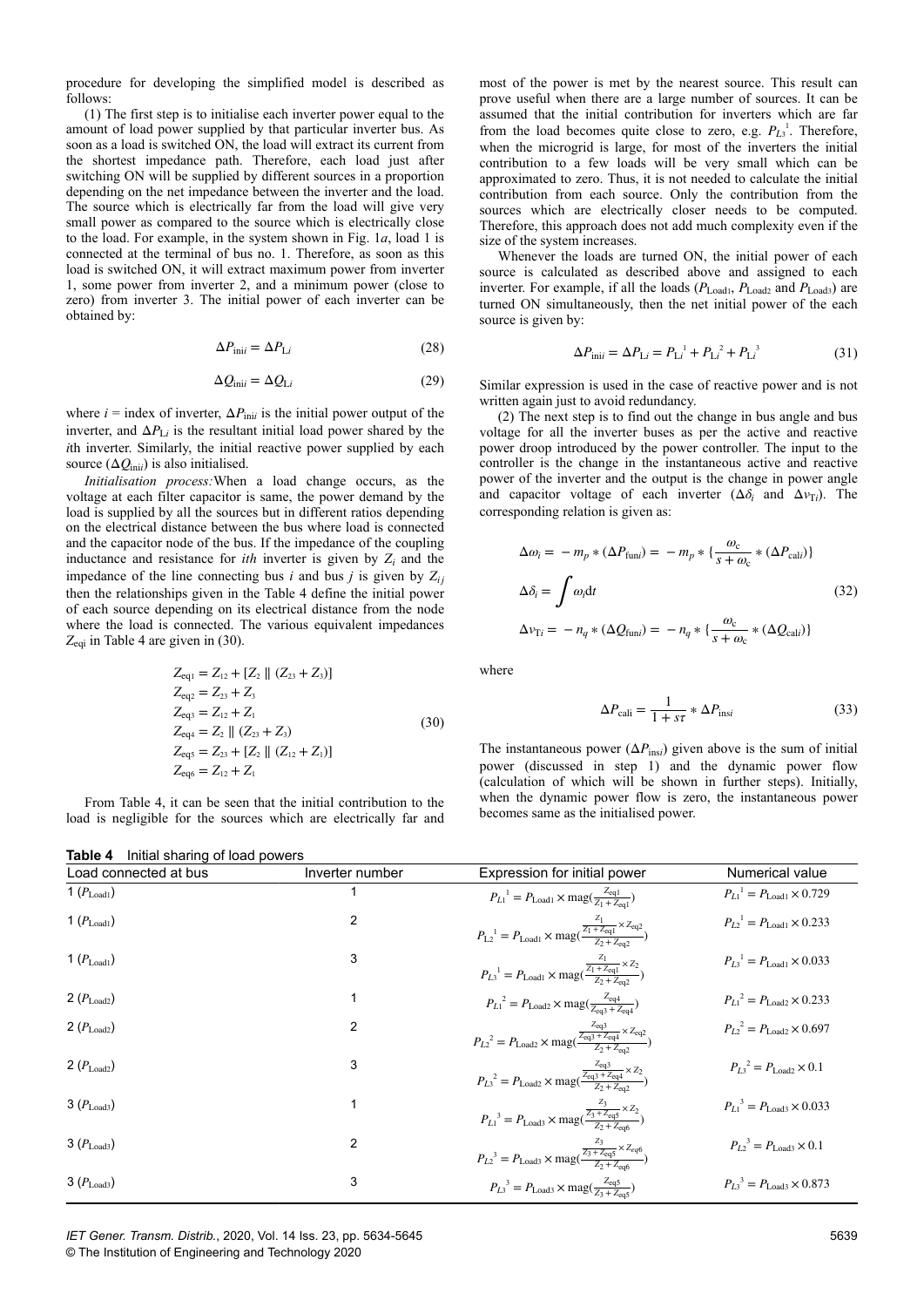procedure for developing the simplified model is described as follows:

(1) The first step is to initialise each inverter power equal to the amount of load power supplied by that particular inverter bus. As soon as a load is switched ON, the load will extract its current from the shortest impedance path. Therefore, each load just after switching ON will be supplied by different sources in a proportion depending on the net impedance between the inverter and the load. The source which is electrically far from the load will give very small power as compared to the source which is electrically close to the load. For example, in the system shown in Fig. 1*a*, load 1 is connected at the terminal of bus no. 1. Therefore, as soon as this load is switched ON, it will extract maximum power from inverter 1, some power from inverter 2, and a minimum power (close to zero) from inverter 3. The initial power of each inverter can be obtained by:

$$\Delta P_{\text{ini}i} = \Delta P_{\text{L}i} \tag{28}$$

$$\Delta Q_{\text{ini}i} = \Delta Q_{\text{L}i} \tag{29}$$

where $i$ = index of inverter, $\Delta P_{\text{ini}i}$ is the initial power output of the inverter, and $\Delta P_{\text{L}i}$ is the resultant initial load power shared by the $i$th inverter. Similarly, the initial reactive power supplied by each source ($\Delta Q_{\text{ini}i}$) is also initialised.

*Initialisation process:* When a load change occurs, as the voltage at each filter capacitor is same, the power demand by the load is supplied by all the sources but in different ratios depending on the electrical distance between the bus where load is connected and the capacitor node of the bus. If the impedance of the coupling inductance and resistance for *ith* inverter is given by $Z_i$ and the impedance of the line connecting bus $i$ and bus $j$ is given by $Z_{ij}$ then the relationships given in the Table 4 define the initial power of each source depending on its electrical distance from the node where the load is connected. The various equivalent impedances $Z_{\text{eq}i}$ in Table 4 are given in (30).

$$\begin{aligned}
Z_{\text{eq1}} &= Z_{12} + [Z_2 \parallel (Z_{23} + Z_3)] \\
Z_{\text{eq2}} &= Z_{23} + Z_3 \\
Z_{\text{eq3}} &= Z_{12} + Z_1 \\
Z_{\text{eq4}} &= Z_2 \parallel (Z_{23} + Z_3) \\
Z_{\text{eq5}} &= Z_{23} + [Z_2 \parallel (Z_{12} + Z_1)] \\
Z_{\text{eq6}} &= Z_{12} + Z_1
\end{aligned} \tag{30}$$

From Table 4, it can be seen that the initial contribution to the load is negligible for the sources which are electrically far and most of the power is met by the nearest source. This result can prove useful when there are a large number of sources. It can be assumed that the initial contribution for inverters which are far from the load becomes quite close to zero, e.g. $P_{L3}^{\ 1}$. Therefore, when the microgrid is large, for most of the inverters the initial contribution to a few loads will be very small which can be approximated to zero. Thus, it is not needed to calculate the initial contribution from each source. Only the contribution from the sources which are electrically closer needs to be computed. Therefore, this approach does not add much complexity even if the size of the system increases.

Whenever the loads are turned ON, the initial power of each source is calculated as described above and assigned to each inverter. For example, if all the loads ($P_{\text{Load1}}$, $P_{\text{Load2}}$ and $P_{\text{Load3}}$) are turned ON simultaneously, then the net initial power of the each source is given by:

$$\Delta P_{\text{ini}i} = \Delta P_{\text{L}i} = P_{\text{L}i}^{\ 1} + P_{\text{L}i}^{\ 2} + P_{\text{L}i}^{\ 3} \tag{31}$$

Similar expression is used in the case of reactive power and is not written again just to avoid redundancy.

(2) The next step is to find out the change in bus angle and bus voltage for all the inverter buses as per the active and reactive power droop introduced by the power controller. The input to the controller is the change in the instantaneous active and reactive power of the inverter and the output is the change in power angle and capacitor voltage of each inverter ($\Delta\delta_i$ and $\Delta v_{\text{T}i}$). The corresponding relation is given as:

$$\begin{aligned}
\Delta\omega_i &= -m_p * (\Delta P_{\text{fun}i}) = -m_p * \left\{\frac{\omega_c}{s + \omega_c} * (\Delta P_{\text{cal}i})\right\} \\
\Delta\delta_i &= \int \omega_i \text{d}t \\
\Delta v_{\text{T}i} &= -n_q * (\Delta Q_{\text{fun}i}) = -n_q * \left\{\frac{\omega_c}{s + \omega_c} * (\Delta Q_{\text{cal}i})\right\}
\end{aligned} \tag{32}$$

where

$$\Delta P_{\text{cal}i} = \frac{1}{1 + s\tau} * \Delta P_{\text{ins}i} \tag{33}$$

The instantaneous power ($\Delta P_{\text{ins}i}$) given above is the sum of initial power (discussed in step 1) and the dynamic power flow (calculation of which will be shown in further steps). Initially, when the dynamic power flow is zero, the instantaneous power becomes same as the initialised power.

**Table 4** Initial sharing of load powers

| Load connected at bus | Inverter number | Expression for initial power | Numerical value |
|---|---|---|---|
| 1 ($P_{\text{Load1}}$) | 1 | $P_{L1}^{\ 1} = P_{\text{Load1}} \times \text{mag}(\frac{Z_{\text{eq1}}}{Z_1 + Z_{\text{eq1}}})$ | $P_{L1}^{\ 1} = P_{\text{Load1}} \times 0.729$ |
| 1 ($P_{\text{Load1}}$) | 2 | $P_{L2}^{\ 1} = P_{\text{Load1}} \times \text{mag}(\frac{\frac{Z_1}{Z_1 + Z_{\text{eq1}}} \times Z_{\text{eq2}}}{Z_2 + Z_{\text{eq2}}})$ | $P_{L2}^{\ 1} = P_{\text{Load1}} \times 0.233$ |
| 1 ($P_{\text{Load1}}$) | 3 | $P_{L3}^{\ 1} = P_{\text{Load1}} \times \text{mag}(\frac{\frac{Z_1}{Z_1 + Z_{\text{eq1}}} \times Z_2}{Z_2 + Z_{\text{eq2}}})$ | $P_{L3}^{\ 1} = P_{\text{Load1}} \times 0.033$ |
| 2 ($P_{\text{Load2}}$) | 1 | $P_{L1}^{\ 2} = P_{\text{Load2}} \times \text{mag}(\frac{Z_{\text{eq4}}}{Z_{\text{eq3}} + Z_{\text{eq4}}})$ | $P_{L1}^{\ 2} = P_{\text{Load2}} \times 0.233$ |
| 2 ($P_{\text{Load2}}$) | 2 | $P_{L2}^{\ 2} = P_{\text{Load2}} \times \text{mag}(\frac{\frac{Z_{\text{eq3}}}{Z_{\text{eq3}} + Z_{\text{eq4}}} \times Z_{\text{eq2}}}{Z_2 + Z_{\text{eq2}}})$ | $P_{L2}^{\ 2} = P_{\text{Load2}} \times 0.697$ |
| 2 ($P_{\text{Load2}}$) | 3 | $P_{L3}^{\ 2} = P_{\text{Load2}} \times \text{mag}(\frac{\frac{Z_{\text{eq3}}}{Z_{\text{eq3}} + Z_{\text{eq4}}} \times Z_2}{Z_2 + Z_{\text{eq2}}})$ | $P_{L3}^{\ 2} = P_{\text{Load2}} \times 0.1$ |
| 3 ($P_{\text{Load3}}$) | 1 | $P_{L1}^{\ 3} = P_{\text{Load3}} \times \text{mag}(\frac{\frac{Z_3}{Z_3 + Z_{\text{eq5}}} \times Z_2}{Z_2 + Z_{\text{eq6}}})$ | $P_{L1}^{\ 3} = P_{\text{Load3}} \times 0.033$ |
| 3 ($P_{\text{Load3}}$) | 2 | $P_{L2}^{\ 3} = P_{\text{Load3}} \times \text{mag}(\frac{\frac{Z_3}{Z_3 + Z_{\text{eq5}}} \times Z_{eq6}}{Z_2 + Z_{\text{eq6}}})$ | $P_{L2}^{\ 3} = P_{\text{Load3}} \times 0.1$ |
| 3 ($P_{\text{Load3}}$) | 3 | $P_{L3}^{\ 3} = P_{\text{Load3}} \times \text{mag}(\frac{Z_{\text{eq5}}}{Z_3 + Z_{\text{eq5}}})$ | $P_{L3}^{\ 3} = P_{\text{Load3}} \times 0.873$ |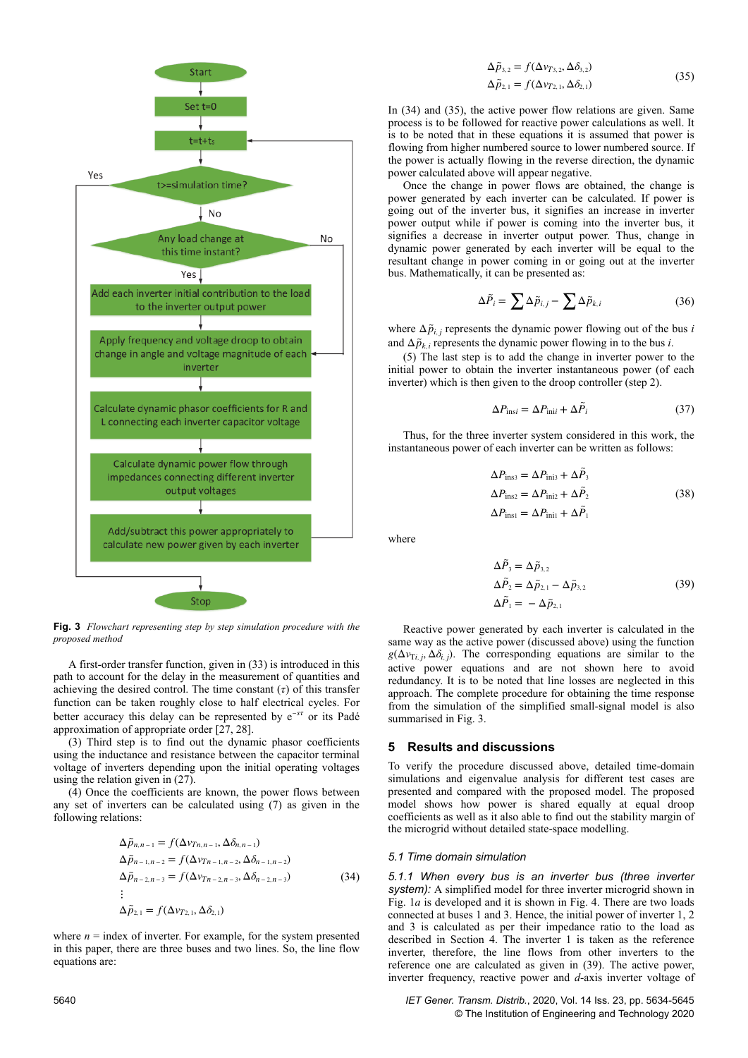Fig. 3 *Flowchart representing step by step simulation procedure with the proposed method*

A first-order transfer function, given in (33) is introduced in this path to account for the delay in the measurement of quantities and achieving the desired control. The time constant ($\tau$) of this transfer function can be taken roughly close to half electrical cycles. For better accuracy this delay can be represented by $e^{-s\tau}$ or its Padé approximation of appropriate order [27, 28].

(3) Third step is to find out the dynamic phasor coefficients using the inductance and resistance between the capacitor terminal voltage of inverters depending upon the initial operating voltages using the relation given in (27).

(4) Once the coefficients are known, the power flows between any set of inverters can be calculated using (7) as given in the following relations:

$$
\begin{aligned}
\Delta\tilde{p}_{n,n-1} &= f(\Delta v_{Tn,n-1}, \Delta\delta_{n,n-1})\\
\Delta\tilde{p}_{n-1,n-2} &= f(\Delta v_{Tn-1,n-2}, \Delta\delta_{n-1,n-2})\\
\Delta\tilde{p}_{n-2,n-3} &= f(\Delta v_{Tn-2,n-3}, \Delta\delta_{n-2,n-3})\\
&\vdots\\
\Delta\tilde{p}_{2,1} &= f(\Delta v_{T2,1}, \Delta\delta_{2,1})
\end{aligned}
\tag{34}
$$

where $n$ = index of inverter. For example, for the system presented in this paper, there are three buses and two lines. So, the line flow equations are:

$$
\begin{aligned}
\Delta\tilde{p}_{3,2} &= f(\Delta v_{T3,2}, \Delta\delta_{3,2})\\
\Delta\tilde{p}_{2,1} &= f(\Delta v_{T2,1}, \Delta\delta_{2,1})
\end{aligned}
\tag{35}
$$

In (34) and (35), the active power flow relations are given. Same process is to be followed for reactive power calculations as well. It is to be noted that in these equations it is assumed that power is flowing from higher numbered source to lower numbered source. If the power is actually flowing in the reverse direction, the dynamic power calculated above will appear negative.

Once the change in power flows are obtained, the change is power generated by each inverter can be calculated. If power is going out of the inverter bus, it signifies an increase in inverter power output while if power is coming into the inverter bus, it signifies a decrease in inverter output power. Thus, change in dynamic power generated by each inverter will be equal to the resultant change in power coming in or going out at the inverter bus. Mathematically, it can be presented as:

$$
\Delta\tilde{P}_i = \sum \Delta\tilde{p}_{i,j} - \sum \Delta\tilde{p}_{k,i}
\tag{36}
$$

where $\Delta\tilde{p}_{i,j}$ represents the dynamic power flowing out of the bus $i$ and $\Delta\tilde{p}_{k,i}$ represents the dynamic power flowing in to the bus $i$.

(5) The last step is to add the change in inverter power to the initial power to obtain the inverter instantaneous power (of each inverter) which is then given to the droop controller (step 2).

$$
\Delta P_{\text{ins}i} = \Delta P_{\text{ini}i} + \Delta\tilde{P}_i
\tag{37}
$$

Thus, for the three inverter system considered in this work, the instantaneous power of each inverter can be written as follows:

$$
\begin{aligned}
\Delta P_{\text{ins}3} &= \Delta P_{\text{ini}3} + \Delta\tilde{P}_3\\
\Delta P_{\text{ins}2} &= \Delta P_{\text{ini}2} + \Delta\tilde{P}_2\\
\Delta P_{\text{ins}1} &= \Delta P_{\text{ini}1} + \Delta\tilde{P}_1
\end{aligned}
\tag{38}
$$

where

$$
\begin{aligned}
\Delta\tilde{P}_3 &= \Delta\tilde{p}_{3,2}\\
\Delta\tilde{P}_2 &= \Delta\tilde{p}_{2,1} - \Delta\tilde{p}_{3,2}\\
\Delta\tilde{P}_1 &= -\Delta\tilde{p}_{2,1}
\end{aligned}
\tag{39}
$$

Reactive power generated by each inverter is calculated in the same way as the active power (discussed above) using the function $g(\Delta v_{Ti,j}, \Delta\delta_{i,j})$. The corresponding equations are similar to the active power equations and are not shown here to avoid redundancy. It is to be noted that line losses are neglected in this approach. The complete procedure for obtaining the time response from the simulation of the simplified small-signal model is also summarised in Fig. 3.

## 5 Results and discussions

To verify the procedure discussed above, detailed time-domain simulations and eigenvalue analysis for different test cases are presented and compared with the proposed model. The proposed model shows how power is shared equally at equal droop coefficients as well as it also able to find out the stability margin of the microgrid without detailed state-space modelling.

### 5.1 Time domain simulation

*5.1.1 When every bus is an inverter bus (three inverter system):* A simplified model for three inverter microgrid shown in Fig. 1*a* is developed and it is shown in Fig. 4. There are two loads connected at buses 1 and 3. Hence, the initial power of inverter 1, 2 and 3 is calculated as per their impedance ratio to the load as described in Section 4. The inverter 1 is taken as the reference inverter, therefore, the line flows from other inverters to the reference one are calculated as given in (39). The active power, inverter frequency, reactive power and *d*-axis inverter voltage of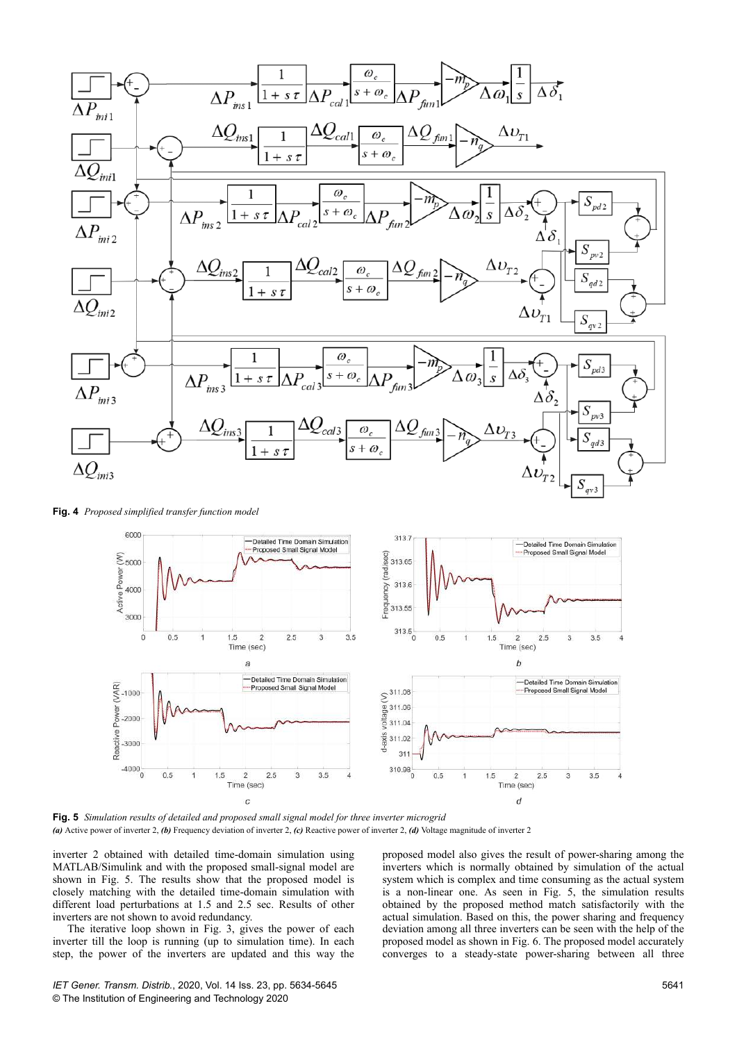**Fig. 4** *Proposed simplified transfer function model*

**Fig. 5** *Simulation results of detailed and proposed small signal model for three inverter microgrid*
***(a)*** Active power of inverter 2, ***(b)*** Frequency deviation of inverter 2, ***(c)*** Reactive power of inverter 2, ***(d)*** Voltage magnitude of inverter 2

inverter 2 obtained with detailed time-domain simulation using MATLAB/Simulink and with the proposed small-signal model are shown in Fig. 5. The results show that the proposed model is closely matching with the detailed time-domain simulation with different load perturbations at 1.5 and 2.5 sec. Results of other inverters are not shown to avoid redundancy.

The iterative loop shown in Fig. 3, gives the power of each inverter till the loop is running (up to simulation time). In each step, the power of the inverters are updated and this way the proposed model also gives the result of power-sharing among the inverters which is normally obtained by simulation of the actual system which is complex and time consuming as the actual system is a non-linear one. As seen in Fig. 5, the simulation results obtained by the proposed method match satisfactorily with the actual simulation. Based on this, the power sharing and frequency deviation among all three inverters can be seen with the help of the proposed model as shown in Fig. 6. The proposed model accurately converges to a steady-state power-sharing between all three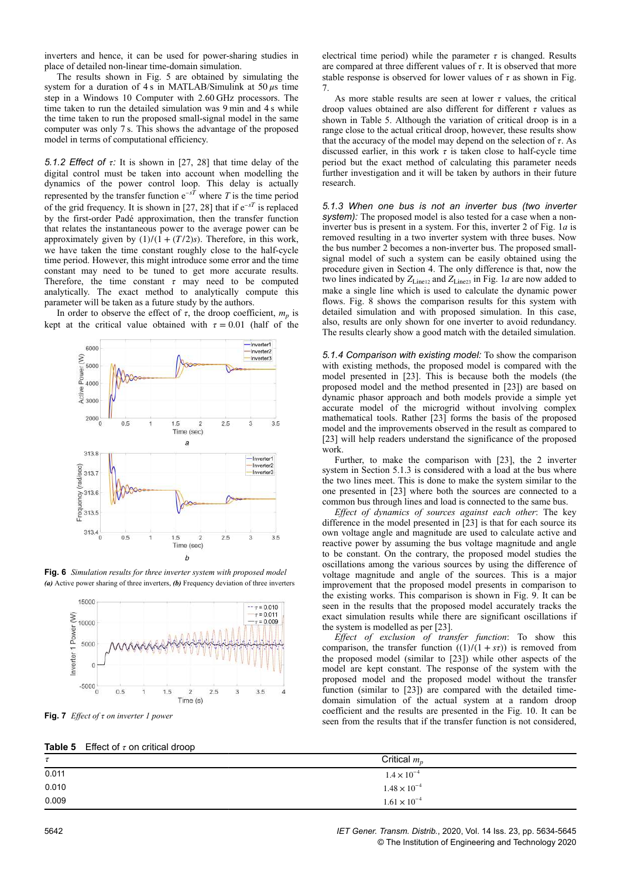inverters and hence, it can be used for power-sharing studies in place of detailed non-linear time-domain simulation.

The results shown in Fig. 5 are obtained by simulating the system for a duration of 4 s in MATLAB/Simulink at 50 $\mu$s time step in a Windows 10 Computer with 2.60 GHz processors. The time taken to run the detailed simulation was 9 min and 4 s while the time taken to run the proposed small-signal model in the same computer was only 7 s. This shows the advantage of the proposed model in terms of computational efficiency.

*5.1.2 Effect of $\tau$:* It is shown in [27, 28] that time delay of the digital control must be taken into account when modelling the dynamics of the power control loop. This delay is actually represented by the transfer function $e^{-sT}$ where $T$ is the time period of the grid frequency. It is shown in [27, 28] that if $e^{-sT}$ is replaced by the first-order Padé approximation, then the transfer function that relates the instantaneous power to the average power can be approximately given by $(1)/(1+(T/2)s)$. Therefore, in this work, we have taken the time constant roughly close to the half-cycle time period. However, this might introduce some error and the time constant may need to be tuned to get more accurate results. Therefore, the time constant $\tau$ may need to be computed analytically. The exact method to analytically compute this parameter will be taken as a future study by the authors.

In order to observe the effect of $\tau$, the droop coefficient, $m_p$ is kept at the critical value obtained with $\tau = 0.01$ (half of the electrical time period) while the parameter $\tau$ is changed. Results are compared at three different values of $\tau$. It is observed that more stable response is observed for lower values of $\tau$ as shown in Fig. 7.

As more stable results are seen at lower $\tau$ values, the critical droop values obtained are also different for different $\tau$ values as shown in Table 5. Although the variation of critical droop is in a range close to the actual critical droop, however, these results show that the accuracy of the model may depend on the selection of $\tau$. As discussed earlier, in this work $\tau$ is taken close to half-cycle time period but the exact method of calculating this parameter needs further investigation and it will be taken by authors in their future research.

**Fig. 6** *Simulation results for three inverter system with proposed model*
***(a)*** Active power sharing of three inverters, ***(b)*** Frequency deviation of three inverters

**Fig. 7** *Effect of $\tau$ on inverter 1 power*

**Table 5** Effect of $\tau$ on critical droop

| $\tau$ | Critical $m_p$ |
|---|---|
| 0.011 | $1.4 \times 10^{-4}$ |
| 0.010 | $1.48 \times 10^{-4}$ |
| 0.009 | $1.61 \times 10^{-4}$ |

*5.1.3 When one bus is not an inverter bus (two inverter system):* The proposed model is also tested for a case when a non-inverter bus is present in a system. For this, inverter 2 of Fig. 1*a* is removed resulting in a two inverter system with three buses. Now the bus number 2 becomes a non-inverter bus. The proposed small-signal model of such a system can be easily obtained using the procedure given in Section 4. The only difference is that, now the two lines indicated by $Z_{\text{Line12}}$ and $Z_{\text{Line23}}$ in Fig. 1*a* are now added to make a single line which is used to calculate the dynamic power flows. Fig. 8 shows the comparison results for this system with detailed simulation and with proposed simulation. In this case, also, results are only shown for one inverter to avoid redundancy. The results clearly show a good match with the detailed simulation.

*5.1.4 Comparison with existing model:* To show the comparison with existing methods, the proposed model is compared with the model presented in [23]. This is because both the models (the proposed model and the method presented in [23]) are based on dynamic phasor approach and both models provide a simple yet accurate model of the microgrid without involving complex mathematical tools. Rather [23] forms the basis of the proposed model and the improvements observed in the result as compared to [23] will help readers understand the significance of the proposed work.

Further, to make the comparison with [23], the 2 inverter system in Section 5.1.3 is considered with a load at the bus where the two lines meet. This is done to make the system similar to the one presented in [23] where both the sources are connected to a common bus through lines and load is connected to the same bus.

*Effect of dynamics of sources against each other*: The key difference in the model presented in [23] is that for each source its own voltage angle and magnitude are used to calculate active and reactive power by assuming the bus voltage magnitude and angle to be constant. On the contrary, the proposed model studies the oscillations among the various sources by using the difference of voltage magnitude and angle of the sources. This is a major improvement that the proposed model presents in comparison to the existing works. This comparison is shown in Fig. 9. It can be seen in the results that the proposed model accurately tracks the exact simulation results while there are significant oscillations if the system is modelled as per [23].

*Effect of exclusion of transfer function*: To show this comparison, the transfer function $((1)/(1+s\tau))$ is removed from the proposed model (similar to [23]) while other aspects of the model are kept constant. The response of the system with the proposed model and the proposed model without the transfer function (similar to [23]) are compared with the detailed time-domain simulation of the actual system at a random droop coefficient and the results are presented in the Fig. 10. It can be seen from the results that if the transfer function is not considered,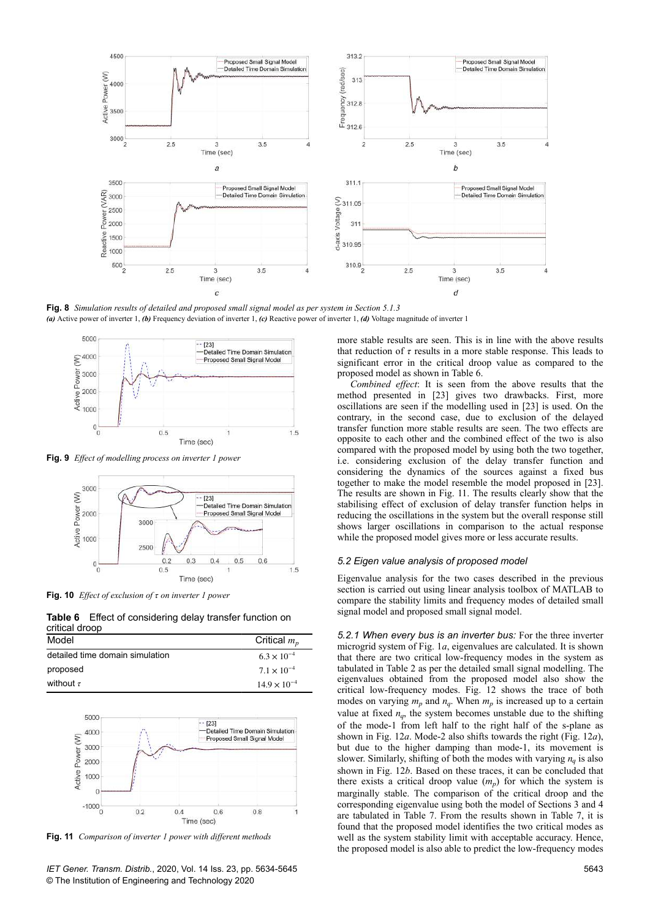**Fig. 8** *Simulation results of detailed and proposed small signal model as per system in Section 5.1.3*
*(a)* Active power of inverter 1, *(b)* Frequency deviation of inverter 1, *(c)* Reactive power of inverter 1, *(d)* Voltage magnitude of inverter 1

**Fig. 9** *Effect of modelling process on inverter 1 power*

**Fig. 10** *Effect of exclusion of τ on inverter 1 power*

**Table 6** Effect of considering delay transfer function on critical droop

| Model | Critical $m_p$ |
|---|---|
| detailed time domain simulation | $6.3 \times 10^{-4}$ |
| proposed | $7.1 \times 10^{-4}$ |
| without $\tau$ | $14.9 \times 10^{-4}$ |

**Fig. 11** *Comparison of inverter 1 power with different methods*

more stable results are seen. This is in line with the above results that reduction of $\tau$ results in a more stable response. This leads to significant error in the critical droop value as compared to the proposed model as shown in Table 6.

*Combined effect*: It is seen from the above results that the method presented in [23] gives two drawbacks. First, more oscillations are seen if the modelling used in [23] is used. On the contrary, in the second case, due to exclusion of the delayed transfer function more stable results are seen. The two effects are opposite to each other and the combined effect of the two is also compared with the proposed model by using both the two together, i.e. considering exclusion of the delay transfer function and considering the dynamics of the sources against a fixed bus together to make the model resemble the model proposed in [23]. The results are shown in Fig. 11. The results clearly show that the stabilising effect of exclusion of delay transfer function helps in reducing the oscillations in the system but the overall response still shows larger oscillations in comparison to the actual response while the proposed model gives more or less accurate results.

### 5.2 Eigen value analysis of proposed model

Eigenvalue analysis for the two cases described in the previous section is carried out using linear analysis toolbox of MATLAB to compare the stability limits and frequency modes of detailed small signal model and proposed small signal model.

*5.2.1 When every bus is an inverter bus:* For the three inverter microgrid system of Fig. 1*a*, eigenvalues are calculated. It is shown that there are two critical low-frequency modes in the system as tabulated in Table 2 as per the detailed small signal modelling. The eigenvalues obtained from the proposed model also show the critical low-frequency modes. Fig. 12 shows the trace of both modes on varying $m_p$ and $n_q$. When $m_p$ is increased up to a certain value at fixed $n_q$, the system becomes unstable due to the shifting of the mode-1 from left half to the right half of the s-plane as shown in Fig. 12*a*. Mode-2 also shifts towards the right (Fig. 12*a*), but due to the higher damping than mode-1, its movement is slower. Similarly, shifting of both the modes with varying $n_q$ is also shown in Fig. 12*b*. Based on these traces, it can be concluded that there exists a critical droop value ($m_p$) for which the system is marginally stable. The comparison of the critical droop and the corresponding eigenvalue using both the model of Sections 3 and 4 are tabulated in Table 7. From the results shown in Table 7, it is found that the proposed model identifies the two critical modes as well as the system stability limit with acceptable accuracy. Hence, the proposed model is also able to predict the low-frequency modes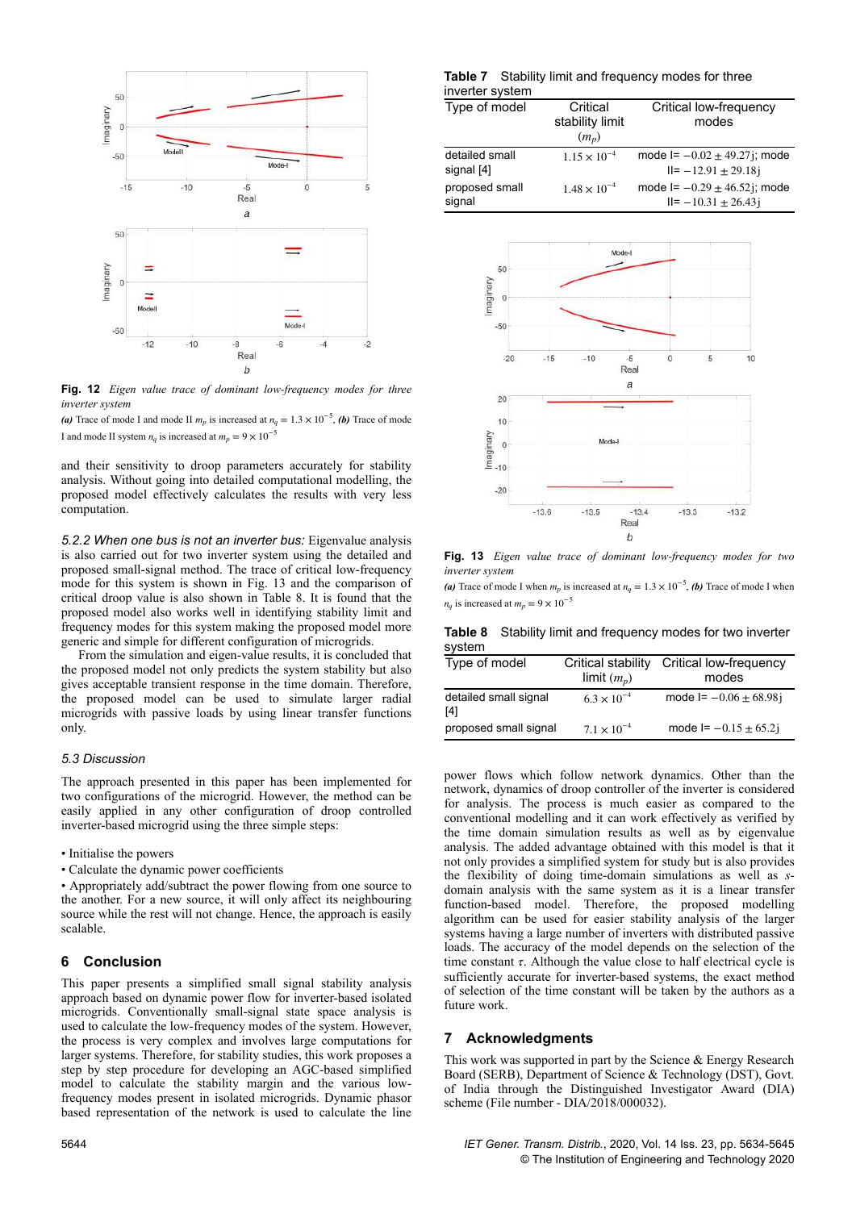**Fig. 12** *Eigen value trace of dominant low-frequency modes for three inverter system*

***(a)*** Trace of mode I and mode II $m_p$ is increased at $n_q = 1.3 \times 10^{-5}$, ***(b)*** Trace of mode I and mode II system $n_q$ is increased at $m_p = 9 \times 10^{-5}$

and their sensitivity to droop parameters accurately for stability analysis. Without going into detailed computational modelling, the proposed model effectively calculates the results with very less computation.

*5.2.2 When one bus is not an inverter bus:* Eigenvalue analysis is also carried out for two inverter system using the detailed and proposed small-signal method. The trace of critical low-frequency mode for this system is shown in Fig. 13 and the comparison of critical droop value is also shown in Table 8. It is found that the proposed model also works well in identifying stability limit and frequency modes for this system making the proposed model more generic and simple for different configuration of microgrids.

From the simulation and eigen-value results, it is concluded that the proposed model not only predicts the system stability but also gives acceptable transient response in the time domain. Therefore, the proposed model can be used to simulate larger radial microgrids with passive loads by using linear transfer functions only.

### 5.3 Discussion

The approach presented in this paper has been implemented for two configurations of the microgrid. However, the method can be easily applied in any other configuration of droop controlled inverter-based microgrid using the three simple steps:

- Initialise the powers
- Calculate the dynamic power coefficients
- Appropriately add/subtract the power flowing from one source to the another. For a new source, it will only affect its neighbouring source while the rest will not change. Hence, the approach is easily scalable.

## 6 Conclusion

This paper presents a simplified small signal stability analysis approach based on dynamic power flow for inverter-based isolated microgrids. Conventionally small-signal state space analysis is used to calculate the low-frequency modes of the system. However, the process is very complex and involves large computations for larger systems. Therefore, for stability studies, this work proposes a step by step procedure for developing an AGC-based simplified model to calculate the stability margin and the various low-frequency modes present in isolated microgrids. Dynamic phasor based representation of the network is used to calculate the line power flows which follow network dynamics. Other than the network, dynamics of droop controller of the inverter is considered for analysis. The process is much easier as compared to the conventional modelling and it can work effectively as verified by the time domain simulation results as well as by eigenvalue analysis. The added advantage obtained with this model is that it not only provides a simplified system for study but is also provides the flexibility of doing time-domain simulations as well as $s$-domain analysis with the same system as it is a linear transfer function-based model. Therefore, the proposed modelling algorithm can be used for easier stability analysis of the larger systems having a large number of inverters with distributed passive loads. The accuracy of the model depends on the selection of the time constant $\tau$. Although the value close to half electrical cycle is sufficiently accurate for inverter-based systems, the exact method of selection of the time constant will be taken by the authors as a future work.

**Table 7** Stability limit and frequency modes for three inverter system

| Type of model | Critical stability limit ($m_p$) | Critical low-frequency modes |
|---|---|---|
| detailed small signal [4] | $1.15 \times 10^{-4}$ | mode I= $-0.02 \pm 49.27$j; mode II= $-12.91 \pm 29.18$j |
| proposed small signal | $1.48 \times 10^{-4}$ | mode I= $-0.29 \pm 46.52$j; mode II= $-10.31 \pm 26.43$j |

**Fig. 13** *Eigen value trace of dominant low-frequency modes for two inverter system*

***(a)*** Trace of mode I when $m_p$ is increased at $n_q = 1.3 \times 10^{-5}$, ***(b)*** Trace of mode I when $n_q$ is increased at $m_p = 9 \times 10^{-5}$

**Table 8** Stability limit and frequency modes for two inverter system

| Type of model | Critical stability limit ($m_p$) | Critical low-frequency modes |
|---|---|---|
| detailed small signal [4] | $6.3 \times 10^{-4}$ | mode I= $-0.06 \pm 68.98$j |
| proposed small signal | $7.1 \times 10^{-4}$ | mode I= $-0.15 \pm 65.2$j |

## 7 Acknowledgments

This work was supported in part by the Science & Energy Research Board (SERB), Department of Science & Technology (DST), Govt. of India through the Distinguished Investigator Award (DIA) scheme (File number - DIA/2018/000032).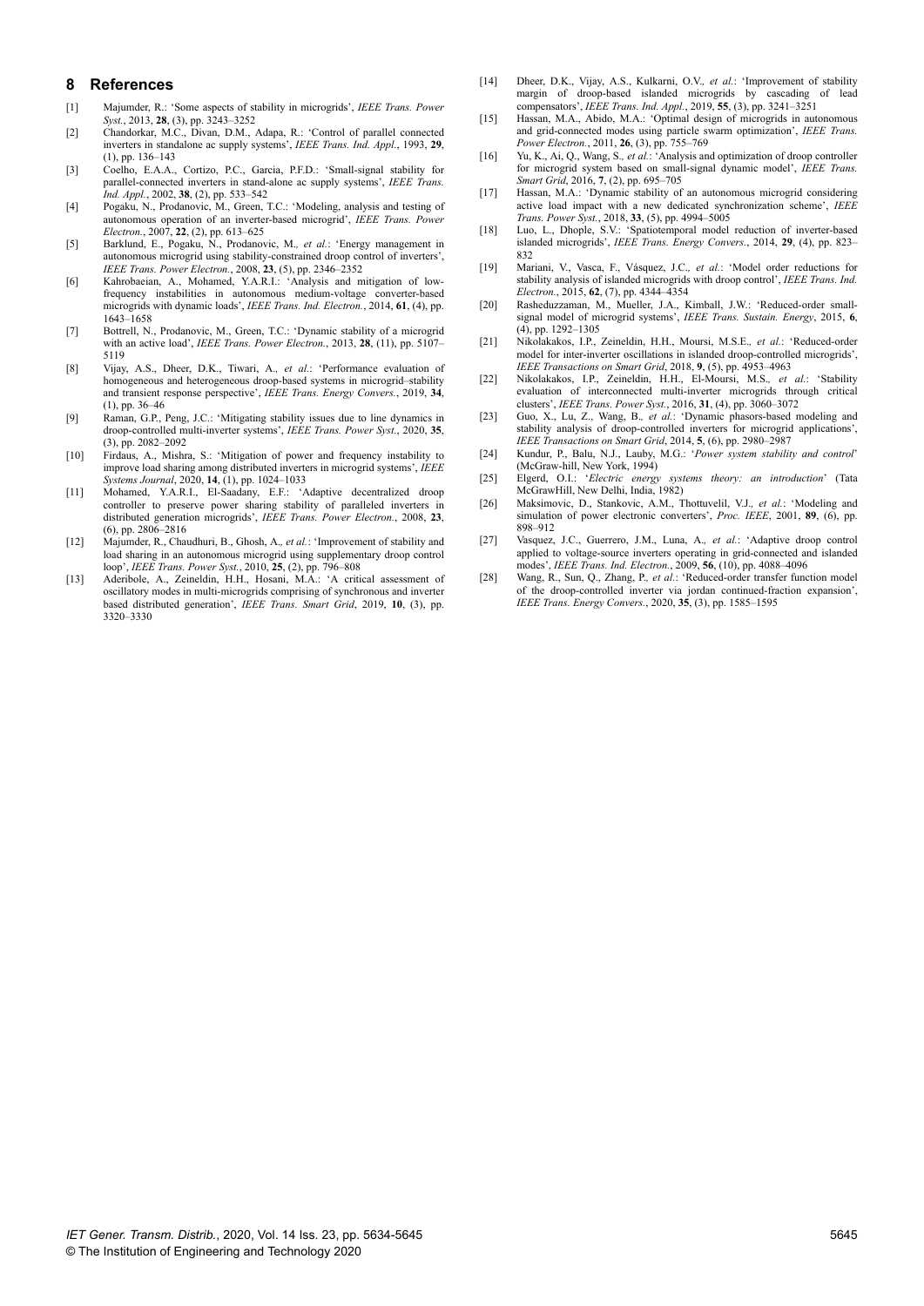## 8 References

[1] Majumder, R.: 'Some aspects of stability in microgrids', *IEEE Trans. Power Syst.*, 2013, **28**, (3), pp. 3243–3252

[2] Chandorkar, M.C., Divan, D.M., Adapa, R.: 'Control of parallel connected inverters in standalone ac supply systems', *IEEE Trans. Ind. Appl.*, 1993, **29**, (1), pp. 136–143

[3] Coelho, E.A.A., Cortizo, P.C., Garcia, P.F.D.: 'Small-signal stability for parallel-connected inverters in stand-alone ac supply systems', *IEEE Trans. Ind. Appl.*, 2002, **38**, (2), pp. 533–542

[4] Pogaku, N., Prodanovic, M., Green, T.C.: 'Modeling, analysis and testing of autonomous operation of an inverter-based microgrid', *IEEE Trans. Power Electron.*, 2007, **22**, (2), pp. 613–625

[5] Barklund, E., Pogaku, N., Prodanovic, M.*, et al.*: 'Energy management in autonomous microgrid using stability-constrained droop control of inverters', *IEEE Trans. Power Electron.*, 2008, **23**, (5), pp. 2346–2352

[6] Kahrobaeian, A., Mohamed, Y.A.R.I.: 'Analysis and mitigation of low-frequency instabilities in autonomous medium-voltage converter-based microgrids with dynamic loads', *IEEE Trans. Ind. Electron.*, 2014, **61**, (4), pp. 1643–1658

[7] Bottrell, N., Prodanovic, M., Green, T.C.: 'Dynamic stability of a microgrid with an active load', *IEEE Trans. Power Electron.*, 2013, **28**, (11), pp. 5107–5119

[8] Vijay, A.S., Dheer, D.K., Tiwari, A.*, et al.*: 'Performance evaluation of homogeneous and heterogeneous droop-based systems in microgrid–stability and transient response perspective', *IEEE Trans. Energy Convers.*, 2019, **34**, (1), pp. 36–46

[9] Raman, G.P., Peng, J.C.: 'Mitigating stability issues due to line dynamics in droop-controlled multi-inverter systems', *IEEE Trans. Power Syst.*, 2020, **35**, (3), pp. 2082–2092

[10] Firdaus, A., Mishra, S.: 'Mitigation of power and frequency instability to improve load sharing among distributed inverters in microgrid systems', *IEEE Systems Journal*, 2020, **14**, (1), pp. 1024–1033

[11] Mohamed, Y.A.R.I., El-Saadany, E.F.: 'Adaptive decentralized droop controller to preserve power sharing stability of paralleled inverters in distributed generation microgrids', *IEEE Trans. Power Electron.*, 2008, **23**, (6), pp. 2806–2816

[12] Majumder, R., Chaudhuri, B., Ghosh, A.*, et al.*: 'Improvement of stability and load sharing in an autonomous microgrid using supplementary droop control loop', *IEEE Trans. Power Syst.*, 2010, **25**, (2), pp. 796–808

[13] Aderibole, A., Zeineldin, H.H., Hosani, M.A.: 'A critical assessment of oscillatory modes in multi-microgrids comprising of synchronous and inverter based distributed generation', *IEEE Trans. Smart Grid*, 2019, **10**, (3), pp. 3320–3330

[14] Dheer, D.K., Vijay, A.S., Kulkarni, O.V.*, et al.*: 'Improvement of stability margin of droop-based islanded microgrids by cascading of lead compensators', *IEEE Trans. Ind. Appl.*, 2019, **55**, (3), pp. 3241–3251

[15] Hassan, M.A., Abido, M.A.: 'Optimal design of microgrids in autonomous and grid-connected modes using particle swarm optimization', *IEEE Trans. Power Electron.*, 2011, **26**, (3), pp. 755–769

[16] Yu, K., Ai, Q., Wang, S.*, et al.*: 'Analysis and optimization of droop controller for microgrid system based on small-signal dynamic model', *IEEE Trans. Smart Grid*, 2016, **7**, (2), pp. 695–705

[17] Hassan, M.A.: 'Dynamic stability of an autonomous microgrid considering active load impact with a new dedicated synchronization scheme', *IEEE Trans. Power Syst.*, 2018, **33**, (5), pp. 4994–5005

[18] Luo, L., Dhople, S.V.: 'Spatiotemporal model reduction of inverter-based islanded microgrids', *IEEE Trans. Energy Convers.*, 2014, **29**, (4), pp. 823–832

[19] Mariani, V., Vasca, F., Vásquez, J.C.*, et al.*: 'Model order reductions for stability analysis of islanded microgrids with droop control', *IEEE Trans. Ind. Electron.*, 2015, **62**, (7), pp. 4344–4354

[20] Rasheduzzaman, M., Mueller, J.A., Kimball, J.W.: 'Reduced-order small-signal model of microgrid systems', *IEEE Trans. Sustain. Energy*, 2015, **6**, (4), pp. 1292–1305

[21] Nikolakakos, I.P., Zeineldin, H.H., Moursi, M.S.E.*, et al.*: 'Reduced-order model for inter-inverter oscillations in islanded droop-controlled microgrids', *IEEE Transactions on Smart Grid*, 2018, **9**, (5), pp. 4953–4963

[22] Nikolakakos, I.P., Zeineldin, H.H., El-Moursi, M.S.*, et al.*: 'Stability evaluation of interconnected multi-inverter microgrids through critical clusters', *IEEE Trans. Power Syst.*, 2016, **31**, (4), pp. 3060–3072

[23] Guo, X., Lu, Z., Wang, B.*, et al.*: 'Dynamic phasors-based modeling and stability analysis of droop-controlled inverters for microgrid applications', *IEEE Transactions on Smart Grid*, 2014, **5**, (6), pp. 2980–2987

[24] Kundur, P., Balu, N.J., Lauby, M.G.: '*Power system stability and control*' (McGraw-hill, New York, 1994)

[25] Elgerd, O.I.: '*Electric energy systems theory: an introduction*' (Tata McGrawHill, New Delhi, India, 1982)

[26] Maksimovic, D., Stankovic, A.M., Thottuvelil, V.J.*, et al.*: 'Modeling and simulation of power electronic converters', *Proc. IEEE*, 2001, **89**, (6), pp. 898–912

[27] Vasquez, J.C., Guerrero, J.M., Luna, A.*, et al.*: 'Adaptive droop control applied to voltage-source inverters operating in grid-connected and islanded modes', *IEEE Trans. Ind. Electron.*, 2009, **56**, (10), pp. 4088–4096

[28] Wang, R., Sun, Q., Zhang, P.*, et al.*: 'Reduced-order transfer function model of the droop-controlled inverter via jordan continued-fraction expansion', *IEEE Trans. Energy Convers.*, 2020, **35**, (3), pp. 1585–1595